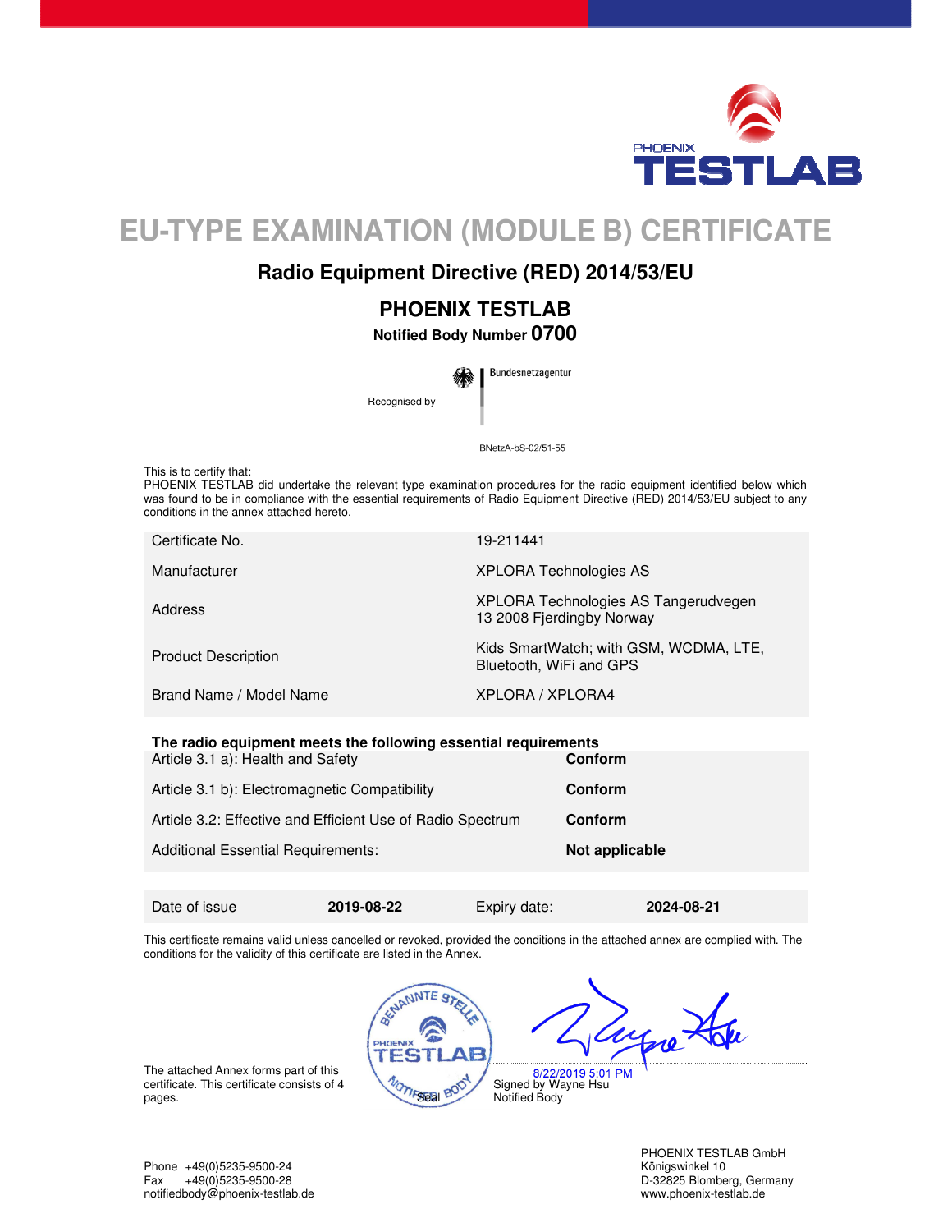PHOENIX TESTLAB

# EU-TYPE EXAMINATION (MODULE B) CERTIFICATE

## Radio Equipment Directive (RED) 2014/53/EU

## PHOENIX TESTLAB

**Notified Body Number 0700**

Recognised by Bundesnetzagentur

BNetzA-bS-02/51-55

This is to certify that:
PHOENIX TESTLAB did undertake the relevant type examination procedures for the radio equipment identified below which was found to be in compliance with the essential requirements of Radio Equipment Directive (RED) 2014/53/EU subject to any conditions in the annex attached hereto.

| | |
|---|---|
| Certificate No. | 19-211441 |
| Manufacturer | XPLORA Technologies AS |
| Address | XPLORA Technologies AS Tangerudvegen 13 2008 Fjerdingby Norway |
| Product Description | Kids SmartWatch; with GSM, WCDMA, LTE, Bluetooth, WiFi and GPS |
| Brand Name / Model Name | XPLORA / XPLORA4 |

| The radio equipment meets the following essential requirements | |
|---|---|
| Article 3.1 a): Health and Safety | **Conform** |
| Article 3.1 b): Electromagnetic Compatibility | **Conform** |
| Article 3.2: Effective and Efficient Use of Radio Spectrum | **Conform** |
| Additional Essential Requirements: | **Not applicable** |

| Date of issue | **2019-08-22** | Expiry date: | **2024-08-21** |
|---|---|---|---|

This certificate remains valid unless cancelled or revoked, provided the conditions in the attached annex are complied with. The conditions for the validity of this certificate are listed in the Annex.

The attached Annex forms part of this certificate. This certificate consists of 4 pages.

Seal

8/22/2019 5:01 PM
Signed by Wayne Hsu
Notified Body

Phone +49(0)5235-9500-24
Fax +49(0)5235-9500-28
notifiedbody@phoenix-testlab.de

PHOENIX TESTLAB GmbH
Königswinkel 10
D-32825 Blomberg, Germany
www.phoenix-testlab.de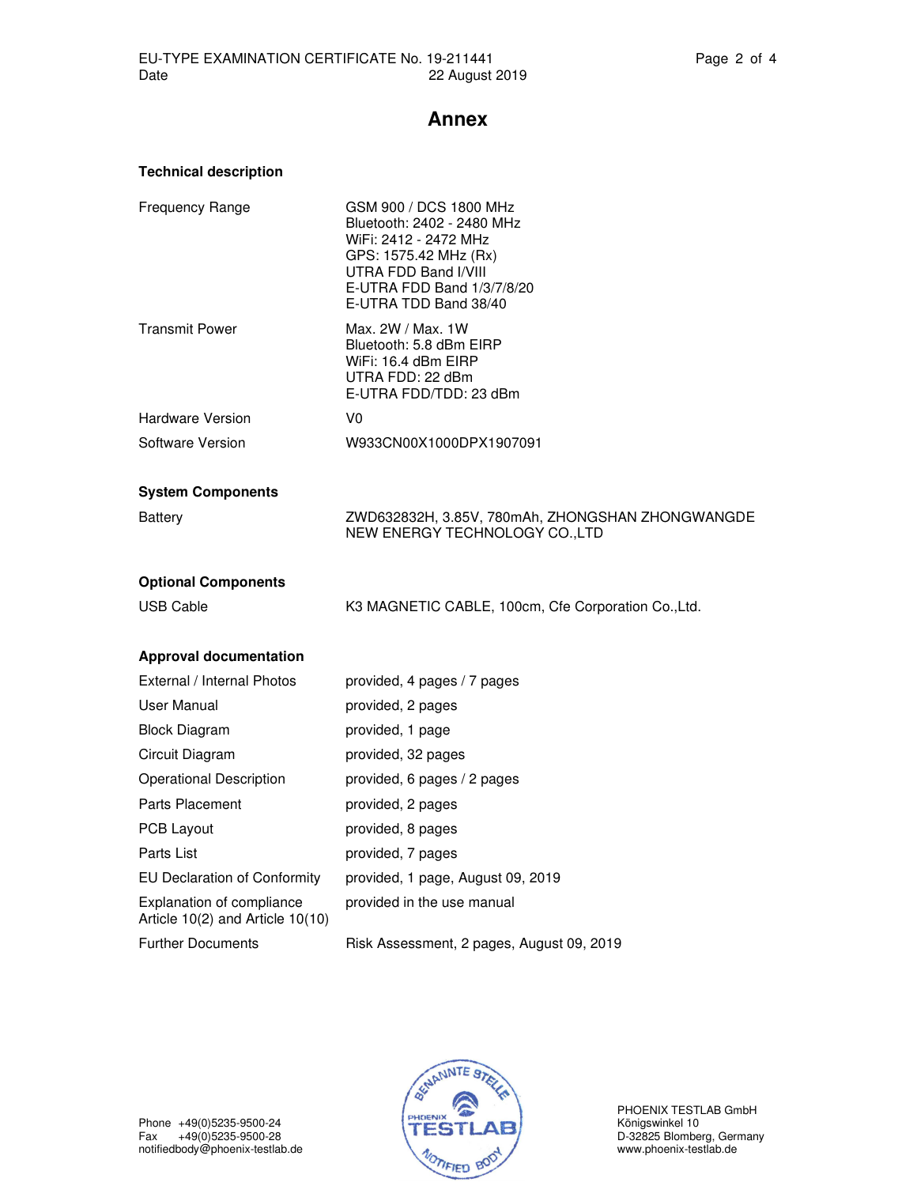# Annex

## Technical description

| | |
|---|---|
| Frequency Range | GSM 900 / DCS 1800 MHz<br>Bluetooth: 2402 - 2480 MHz<br>WiFi: 2412 - 2472 MHz<br>GPS: 1575.42 MHz (Rx)<br>UTRA FDD Band I/VIII<br>E-UTRA FDD Band 1/3/7/8/20<br>E-UTRA TDD Band 38/40 |
| Transmit Power | Max. 2W / Max. 1W<br>Bluetooth: 5.8 dBm EIRP<br>WiFi: 16.4 dBm EIRP<br>UTRA FDD: 22 dBm<br>E-UTRA FDD/TDD: 23 dBm |
| Hardware Version | V0 |
| Software Version | W933CN00X1000DPX1907091 |

## System Components

| | |
|---|---|
| Battery | ZWD632832H, 3.85V, 780mAh, ZHONGSHAN ZHONGWANGDE NEW ENERGY TECHNOLOGY CO.,LTD |

## Optional Components

| | |
|---|---|
| USB Cable | K3 MAGNETIC CABLE, 100cm, Cfe Corporation Co.,Ltd. |

## Approval documentation

| | |
|---|---|
| External / Internal Photos | provided, 4 pages / 7 pages |
| User Manual | provided, 2 pages |
| Block Diagram | provided, 1 page |
| Circuit Diagram | provided, 32 pages |
| Operational Description | provided, 6 pages / 2 pages |
| Parts Placement | provided, 2 pages |
| PCB Layout | provided, 8 pages |
| Parts List | provided, 7 pages |
| EU Declaration of Conformity | provided, 1 page, August 09, 2019 |
| Explanation of compliance Article 10(2) and Article 10(10) | provided in the use manual |
| Further Documents | Risk Assessment, 2 pages, August 09, 2019 |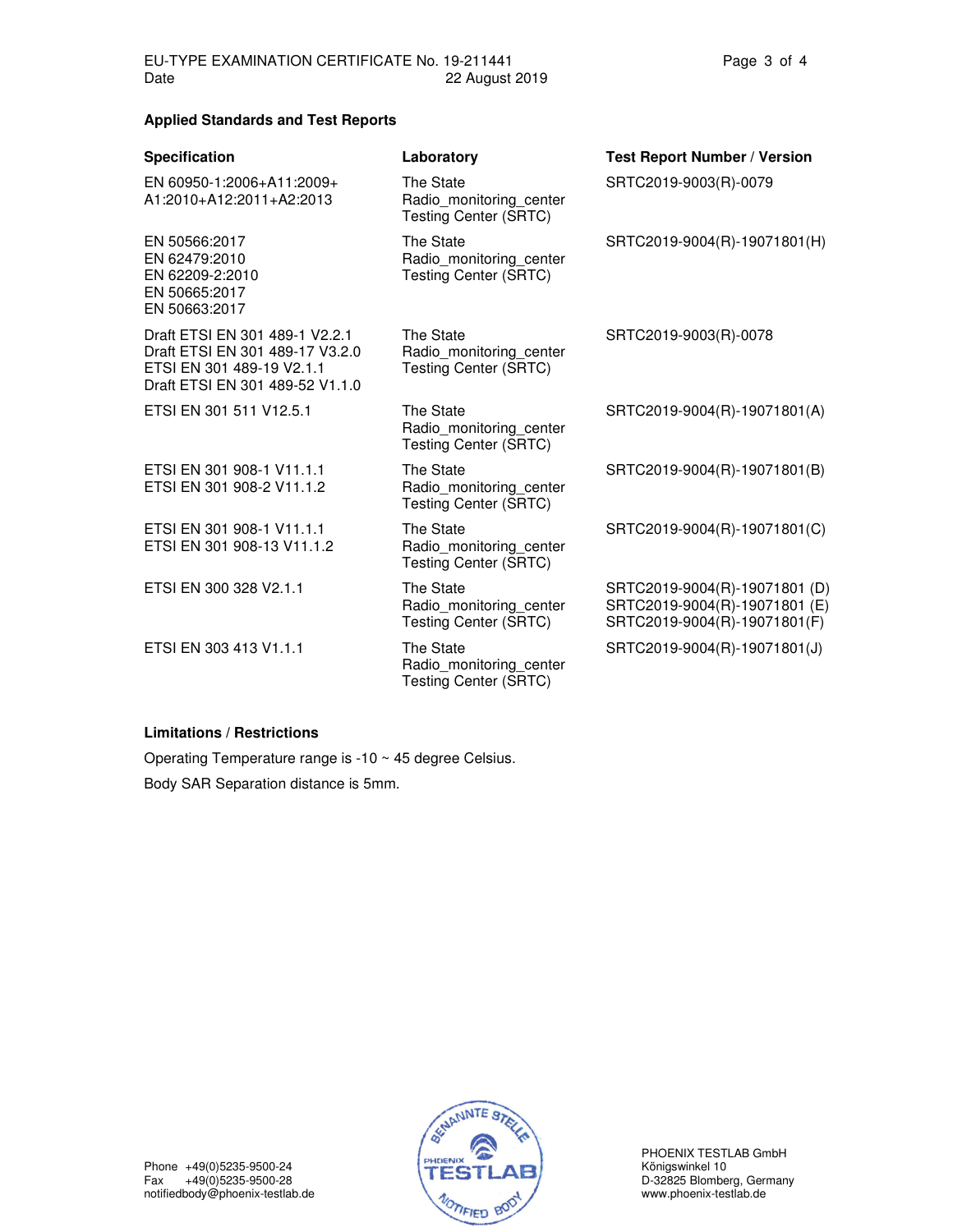EU-TYPE EXAMINATION CERTIFICATE No. 19-211441
Date 22 August 2019

**Applied Standards and Test Reports**

| **Specification** | **Laboratory** | **Test Report Number / Version** |
|---|---|---|
| EN 60950-1:2006+A11:2009+ A1:2010+A12:2011+A2:2013 | The State Radio_monitoring_center Testing Center (SRTC) | SRTC2019-9003(R)-0079 |
| EN 50566:2017<br>EN 62479:2010<br>EN 62209-2:2010<br>EN 50665:2017<br>EN 50663:2017 | The State Radio_monitoring_center Testing Center (SRTC) | SRTC2019-9004(R)-19071801(H) |
| Draft ETSI EN 301 489-1 V2.2.1<br>Draft ETSI EN 301 489-17 V3.2.0<br>ETSI EN 301 489-19 V2.1.1<br>Draft ETSI EN 301 489-52 V1.1.0 | The State Radio_monitoring_center Testing Center (SRTC) | SRTC2019-9003(R)-0078 |
| ETSI EN 301 511 V12.5.1 | The State Radio_monitoring_center Testing Center (SRTC) | SRTC2019-9004(R)-19071801(A) |
| ETSI EN 301 908-1 V11.1.1<br>ETSI EN 301 908-2 V11.1.2 | The State Radio_monitoring_center Testing Center (SRTC) | SRTC2019-9004(R)-19071801(B) |
| ETSI EN 301 908-1 V11.1.1<br>ETSI EN 301 908-13 V11.1.2 | The State Radio_monitoring_center Testing Center (SRTC) | SRTC2019-9004(R)-19071801(C) |
| ETSI EN 300 328 V2.1.1 | The State Radio_monitoring_center Testing Center (SRTC) | SRTC2019-9004(R)-19071801 (D)<br>SRTC2019-9004(R)-19071801 (E)<br>SRTC2019-9004(R)-19071801(F) |
| ETSI EN 303 413 V1.1.1 | The State Radio_monitoring_center Testing Center (SRTC) | SRTC2019-9004(R)-19071801(J) |

**Limitations / Restrictions**

Operating Temperature range is -10 ~ 45 degree Celsius.

Body SAR Separation distance is 5mm.

Phone +49(0)5235-9500-24
Fax +49(0)5235-9500-28
notifiedbody@phoenix-testlab.de

PHOENIX TESTLAB GmbH
Königswinkel 10
D-32825 Blomberg, Germany
www.phoenix-testlab.de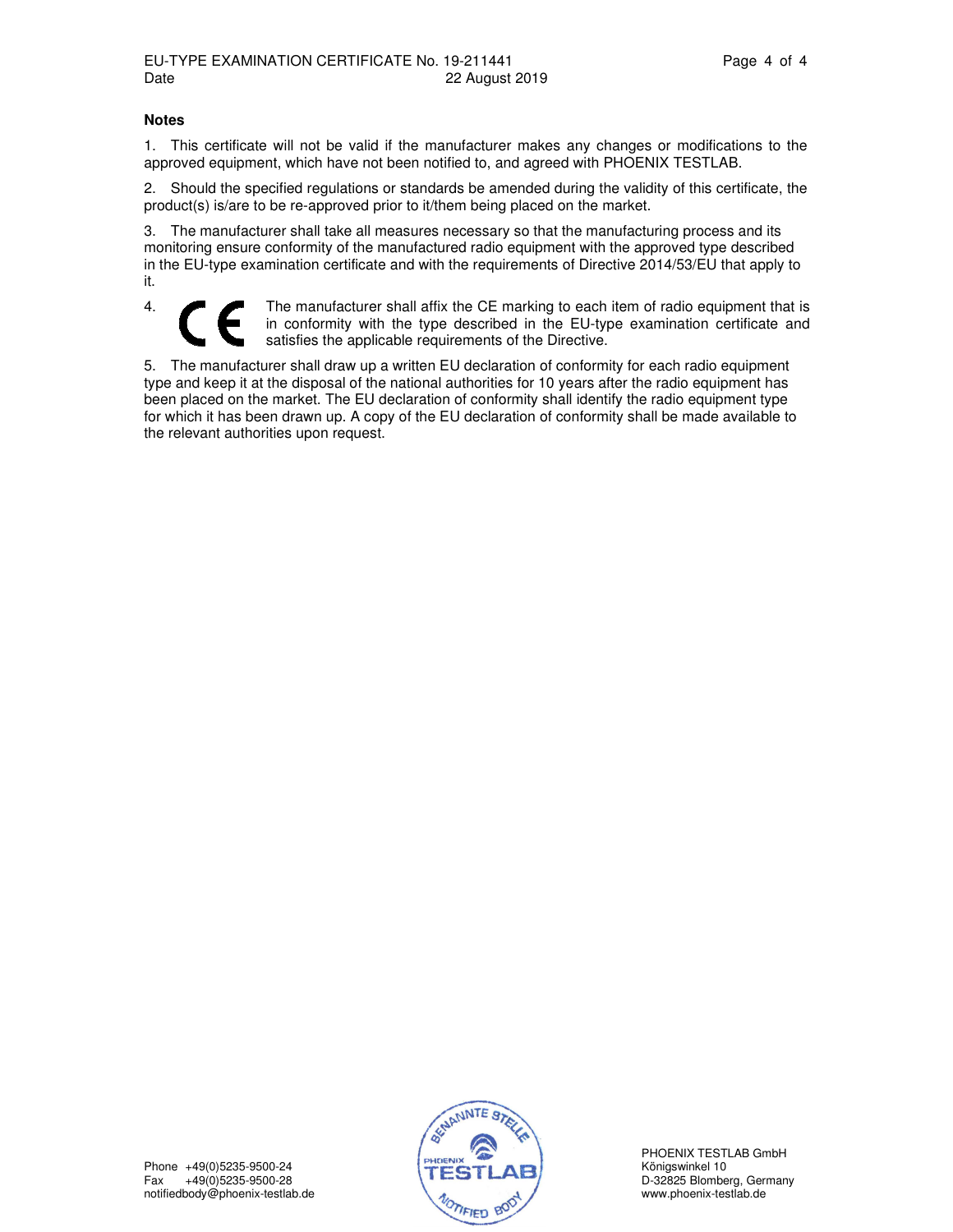## Notes

1. This certificate will not be valid if the manufacturer makes any changes or modifications to the approved equipment, which have not been notified to, and agreed with PHOENIX TESTLAB.

2. Should the specified regulations or standards be amended during the validity of this certificate, the product(s) is/are to be re-approved prior to it/them being placed on the market.

3. The manufacturer shall take all measures necessary so that the manufacturing process and its monitoring ensure conformity of the manufactured radio equipment with the approved type described in the EU-type examination certificate and with the requirements of Directive 2014/53/EU that apply to it.

4. CE The manufacturer shall affix the CE marking to each item of radio equipment that is in conformity with the type described in the EU-type examination certificate and satisfies the applicable requirements of the Directive.

5. The manufacturer shall draw up a written EU declaration of conformity for each radio equipment type and keep it at the disposal of the national authorities for 10 years after the radio equipment has been placed on the market. The EU declaration of conformity shall identify the radio equipment type for which it has been drawn up. A copy of the EU declaration of conformity shall be made available to the relevant authorities upon request.

Phone +49(0)5235-9500-24
Fax +49(0)5235-9500-28
notifiedbody@phoenix-testlab.de

BENANNTE STELLE PHOENIX TESTLAB NOTIFIED BODY

PHOENIX TESTLAB GmbH
Königswinkel 10
D-32825 Blomberg, Germany
www.phoenix-testlab.de